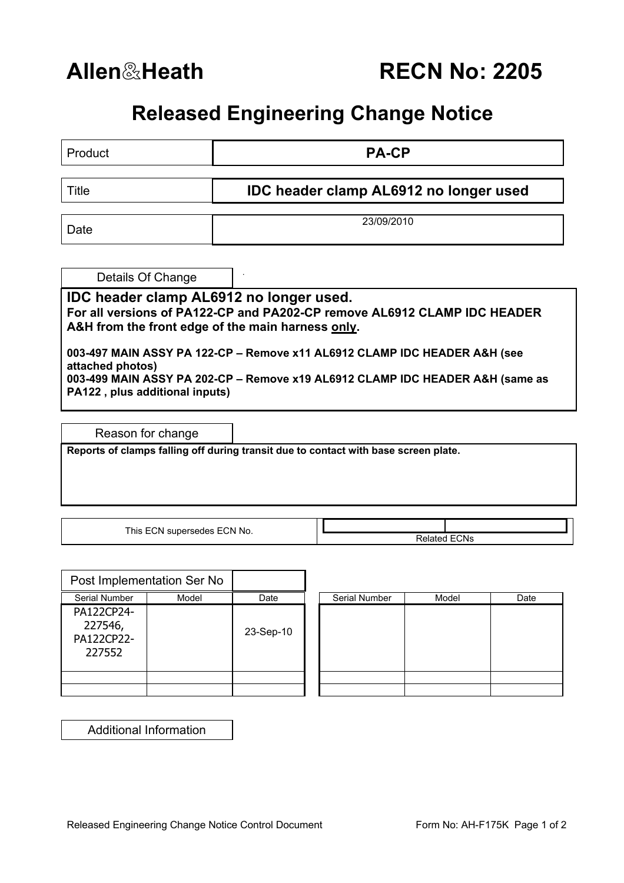# Allen&Heath RECN No: 2205

## Released Engineering Change Notice

| | |
|---|---|
| Product | **PA-CP** |
| Title | **IDC header clamp AL6912 no longer used** |
| Date | 23/09/2010 |

### Details Of Change

**IDC header clamp AL6912 no longer used.**

**For all versions of PA122-CP and PA202-CP remove AL6912 CLAMP IDC HEADER A&H from the front edge of the main harness <u>only</u>.**

**003-497 MAIN ASSY PA 122-CP – Remove x11 AL6912 CLAMP IDC HEADER A&H (see attached photos)**
**003-499 MAIN ASSY PA 202-CP – Remove x19 AL6912 CLAMP IDC HEADER A&H (same as PA122 , plus additional inputs)**

### Reason for change

**Reports of clamps falling off during transit due to contact with base screen plate.**

| This ECN supersedes ECN No. | Related ECNs |
|---|---|
| | |

### Post Implementation Ser No

| Serial Number | Model | Date |
|---|---|---|
| PA122CP24-227546, PA122CP22-227552 | | 23-Sep-10 |
| | | |
| | | |

| Serial Number | Model | Date |
|---|---|---|
| | | |
| | | |
| | | |

### Additional Information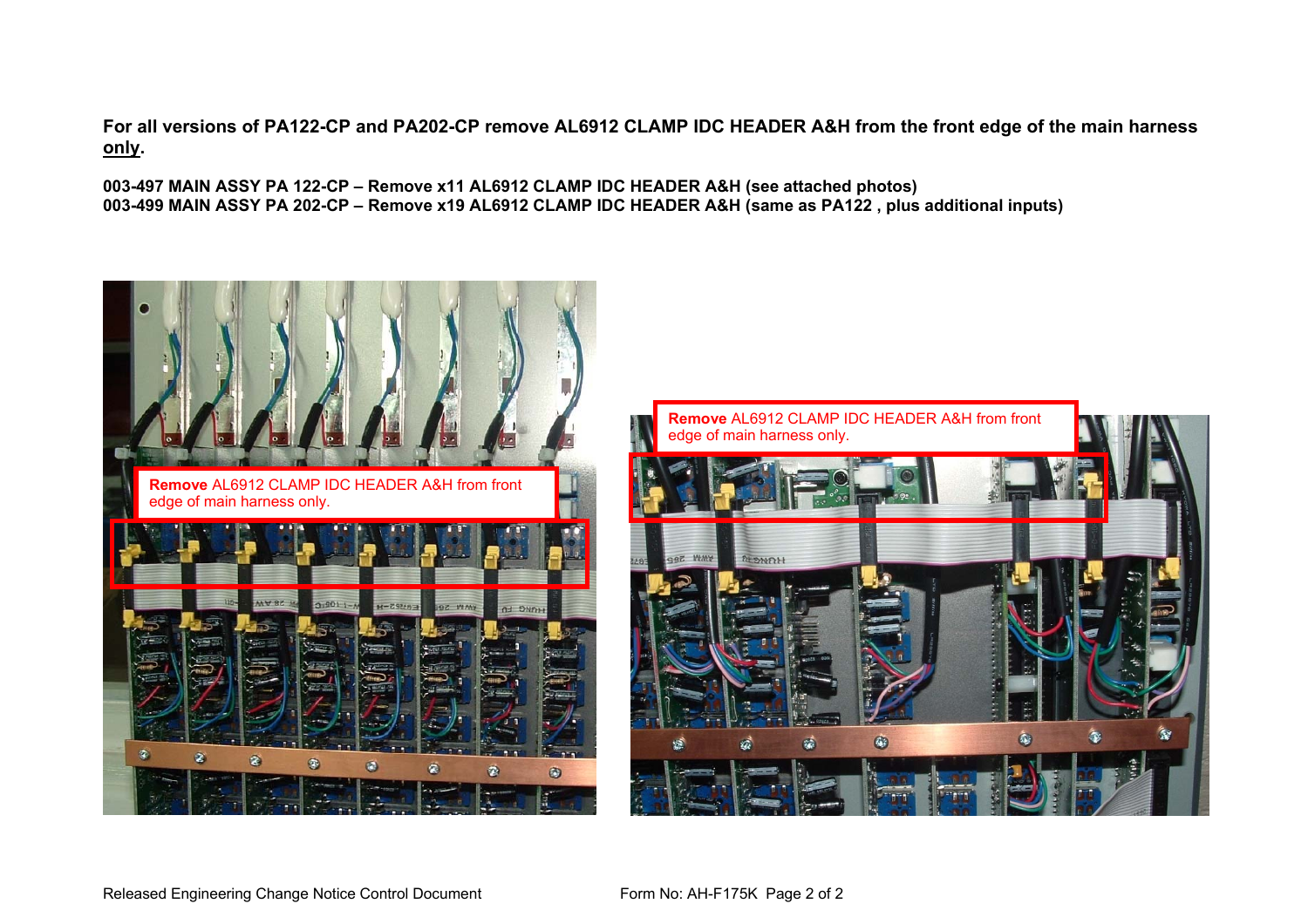**For all versions of PA122-CP and PA202-CP remove AL6912 CLAMP IDC HEADER A&H from the front edge of the main harness <u>only</u>.**

**003-497 MAIN ASSY PA 122-CP – Remove x11 AL6912 CLAMP IDC HEADER A&H (see attached photos)**
**003-499 MAIN ASSY PA 202-CP – Remove x19 AL6912 CLAMP IDC HEADER A&H (same as PA122 , plus additional inputs)**

**Remove** AL6912 CLAMP IDC HEADER A&H from front edge of main harness only.

**Remove** AL6912 CLAMP IDC HEADER A&H from front edge of main harness only.

Released Engineering Change Notice Control Document

Form No: AH-F175K